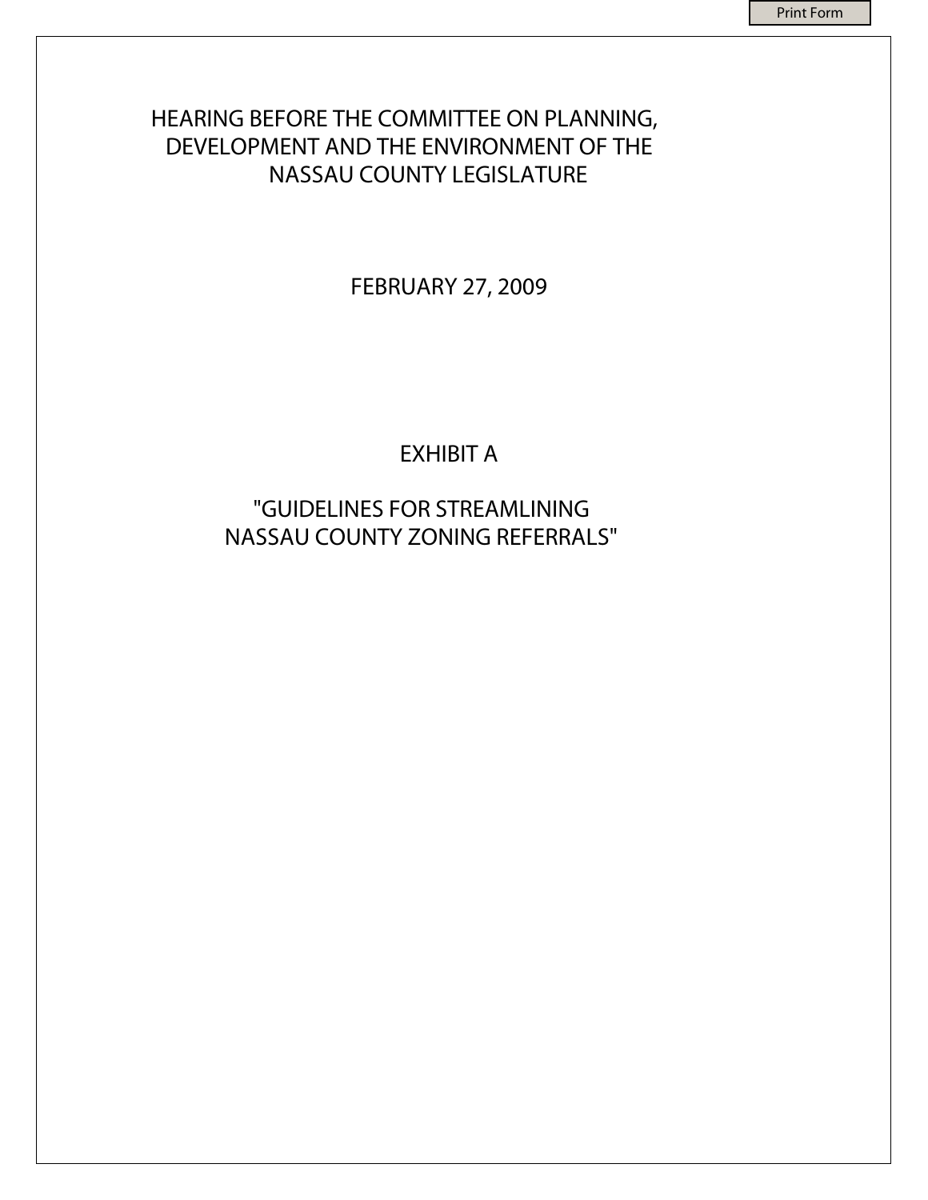# HEARING BEFORE THE COMMITTEE ON PLANNING, DEVELOPMENT AND THE ENVIRONMENT OF THE NASSAU COUNTY LEGISLATURE

FEBRUARY 27, 2009

## EXHIBIT A

## "GUIDELINES FOR STREAMLINING NASSAU COUNTY ZONING REFERRALS"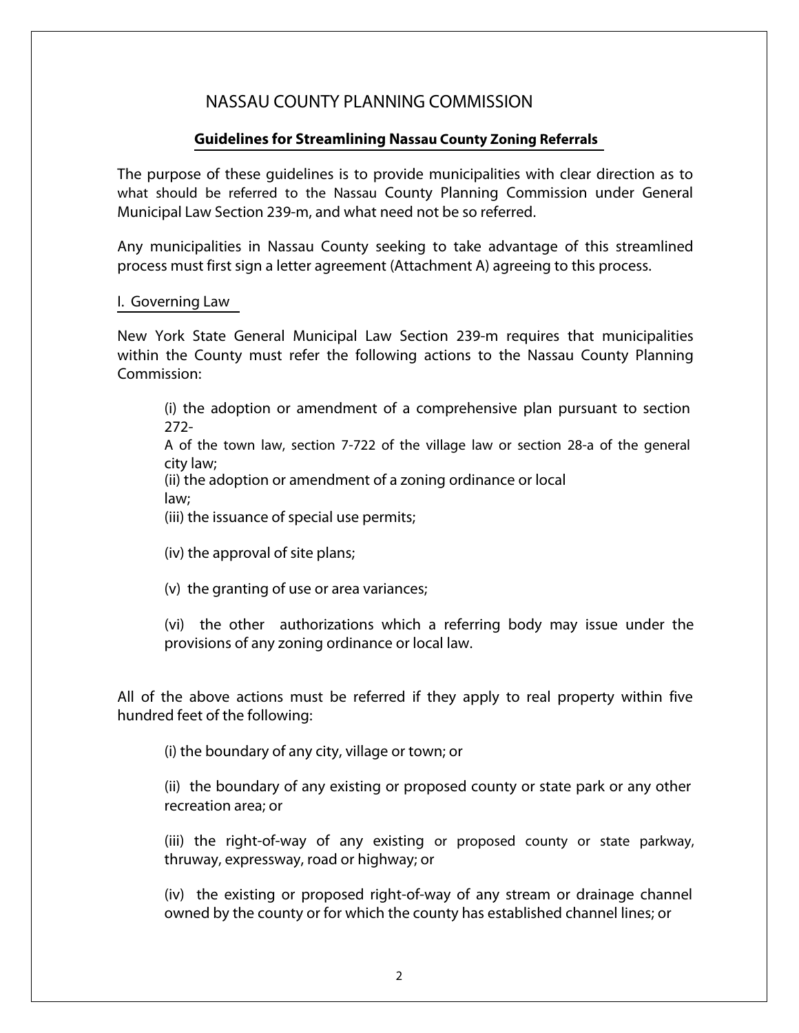# NASSAU COUNTY PLANNING COMMISSION

## Guidelines for Streamlining Nassau County Zoning Referrals

The purpose of these guidelines is to provide municipalities with clear direction as to what should be referred to the Nassau County Planning Commission under General Municipal Law Section 239-m, and what need not be so referred.

Any municipalities in Nassau County seeking to take advantage of this streamlined process must first sign a letter agreement (Attachment A) agreeing to this process.

### I. Governing Law

New York State General Municipal Law Section 239-m requires that municipalities within the County must refer the following actions to the Nassau County Planning Commission:

> (i) the adoption or amendment of a comprehensive plan pursuant to section 272-A of the town law, section 7-722 of the village law or section 28-a of the general city law;
>
> (ii) the adoption or amendment of a zoning ordinance or local law;
>
> (iii) the issuance of special use permits;
>
> (iv) the approval of site plans;
>
> (v) the granting of use or area variances;
>
> (vi) the other authorizations which a referring body may issue under the provisions of any zoning ordinance or local law.

All of the above actions must be referred if they apply to real property within five hundred feet of the following:

> (i) the boundary of any city, village or town; or
>
> (ii) the boundary of any existing or proposed county or state park or any other recreation area; or
>
> (iii) the right-of-way of any existing or proposed county or state parkway, thruway, expressway, road or highway; or
>
> (iv) the existing or proposed right-of-way of any stream or drainage channel owned by the county or for which the county has established channel lines; or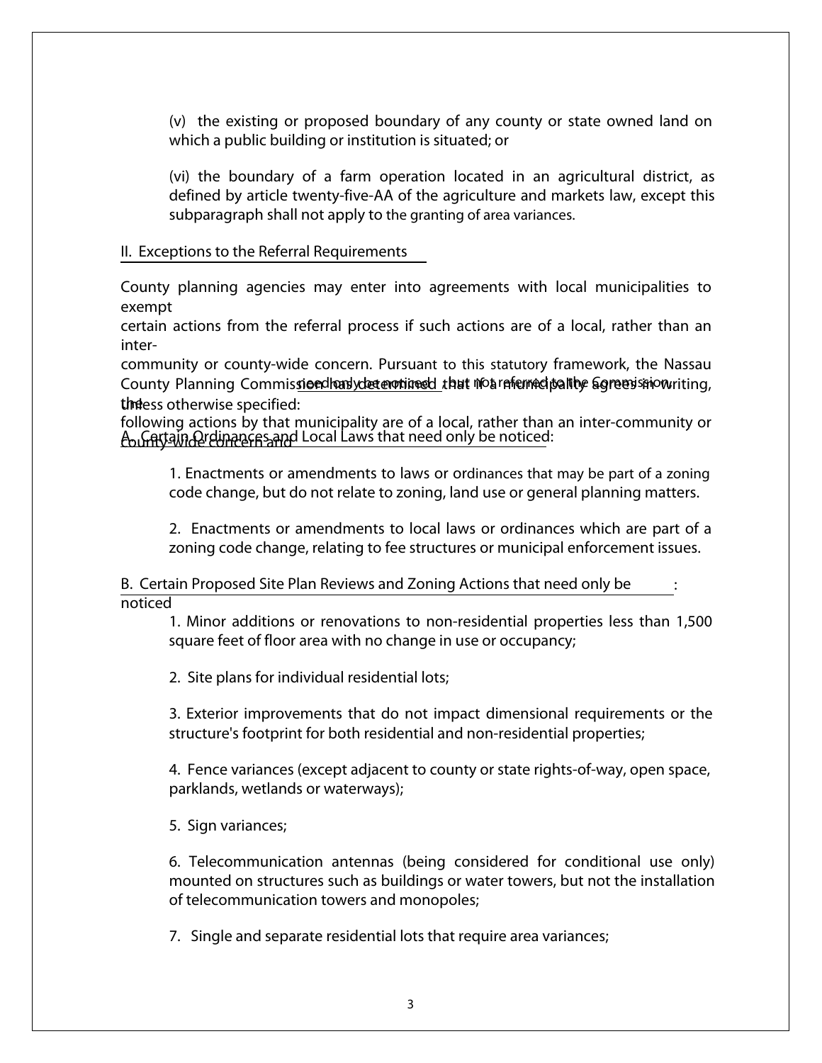(v) the existing or proposed boundary of any county or state owned land on which a public building or institution is situated; or

(vi) the boundary of a farm operation located in an agricultural district, as defined by article twenty-five-AA of the agriculture and markets law, except this subparagraph shall not apply to the granting of area variances.

## II. Exceptions to the Referral Requirements

County planning agencies may enter into agreements with local municipalities to exempt certain actions from the referral process if such actions are of a local, rather than an inter-community or county-wide concern. Pursuant to this statutory framework, the Nassau County Planning Commission has determined that if a municipality agrees in writing, the following actions by that municipality are of a local, rather than an inter-community or county-wide concern and need only be noticed, but not referred to the Commission, unless otherwise specified:

### A. Certain Ordinances and Local Laws that need only be noticed:

1. Enactments or amendments to laws or ordinances that may be part of a zoning code change, but do not relate to zoning, land use or general planning matters.

2. Enactments or amendments to local laws or ordinances which are part of a zoning code change, relating to fee structures or municipal enforcement issues.

### B. Certain Proposed Site Plan Reviews and Zoning Actions that need only be noticed:

1. Minor additions or renovations to non-residential properties less than 1,500 square feet of floor area with no change in use or occupancy;

2. Site plans for individual residential lots;

3. Exterior improvements that do not impact dimensional requirements or the structure's footprint for both residential and non-residential properties;

4. Fence variances (except adjacent to county or state rights-of-way, open space, parklands, wetlands or waterways);

5. Sign variances;

6. Telecommunication antennas (being considered for conditional use only) mounted on structures such as buildings or water towers, but not the installation of telecommunication towers and monopoles;

7. Single and separate residential lots that require area variances;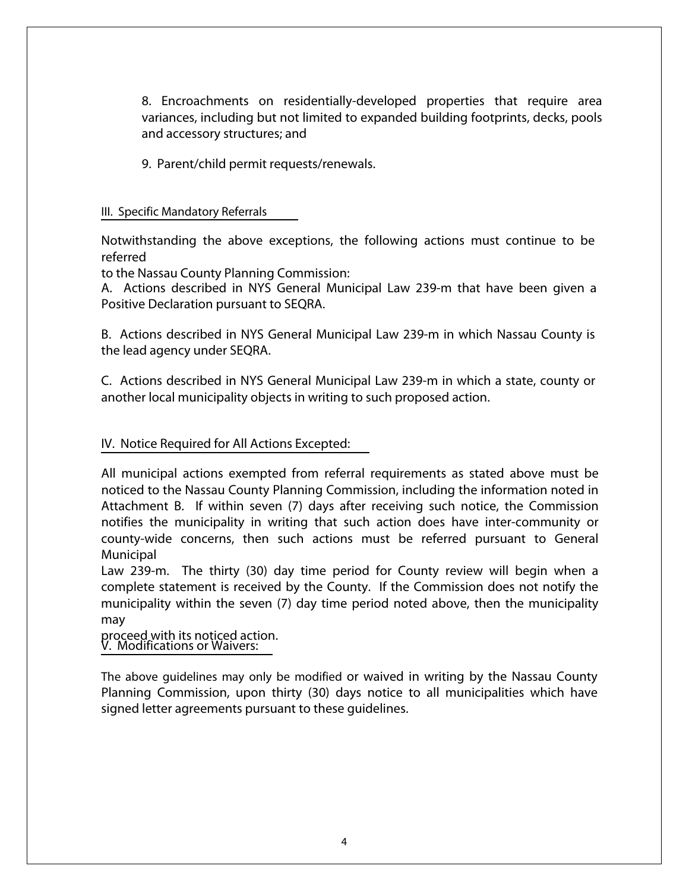8. Encroachments on residentially-developed properties that require area variances, including but not limited to expanded building footprints, decks, pools and accessory structures; and

9. Parent/child permit requests/renewals.

## III. Specific Mandatory Referrals

Notwithstanding the above exceptions, the following actions must continue to be referred to the Nassau County Planning Commission:

A. Actions described in NYS General Municipal Law 239-m that have been given a Positive Declaration pursuant to SEQRA.

B. Actions described in NYS General Municipal Law 239-m in which Nassau County is the lead agency under SEQRA.

C. Actions described in NYS General Municipal Law 239-m in which a state, county or another local municipality objects in writing to such proposed action.

## IV. Notice Required for All Actions Excepted:

All municipal actions exempted from referral requirements as stated above must be noticed to the Nassau County Planning Commission, including the information noted in Attachment B. If within seven (7) days after receiving such notice, the Commission notifies the municipality in writing that such action does have inter-community or county-wide concerns, then such actions must be referred pursuant to General Municipal Law 239-m. The thirty (30) day time period for County review will begin when a complete statement is received by the County. If the Commission does not notify the municipality within the seven (7) day time period noted above, then the municipality may proceed with its noticed action.

## V. Modifications or Waivers:

The above guidelines may only be modified or waived in writing by the Nassau County Planning Commission, upon thirty (30) days notice to all municipalities which have signed letter agreements pursuant to these guidelines.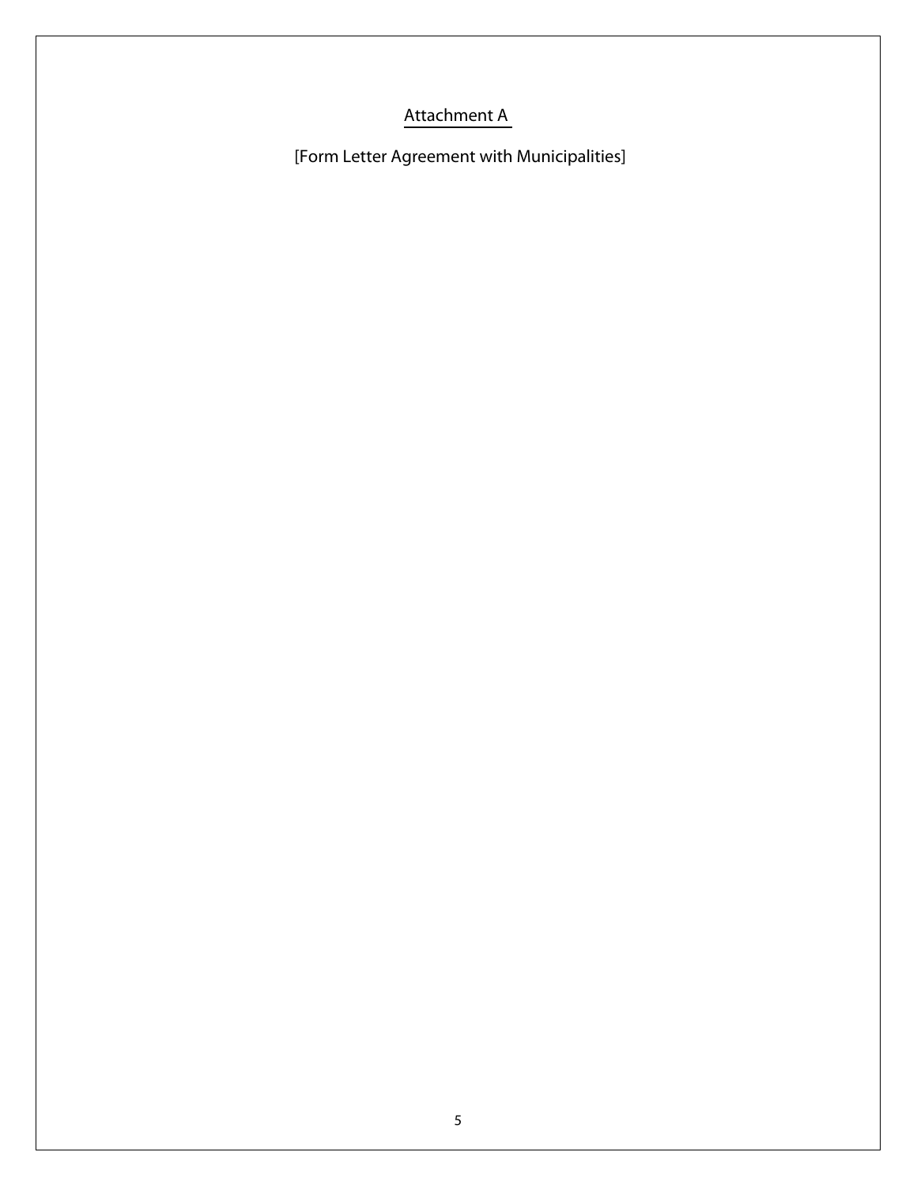<u>Attachment A</u>

[Form Letter Agreement with Municipalities]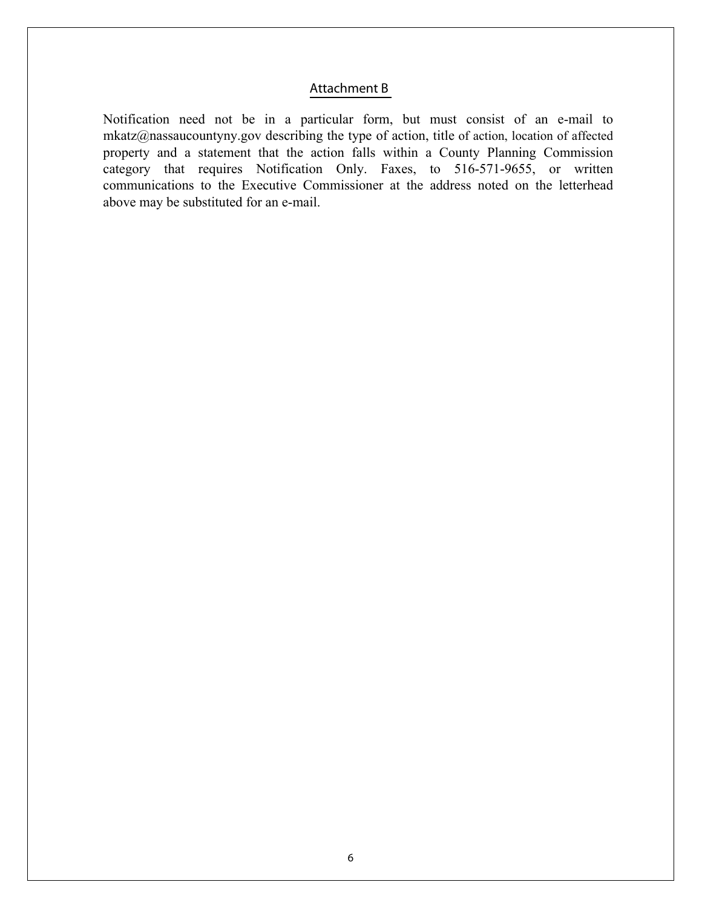## Attachment B

Notification need not be in a particular form, but must consist of an e-mail to mkatz@nassaucountyny.gov describing the type of action, title of action, location of affected property and a statement that the action falls within a County Planning Commission category that requires Notification Only. Faxes, to 516-571-9655, or written communications to the Executive Commissioner at the address noted on the letterhead above may be substituted for an e-mail.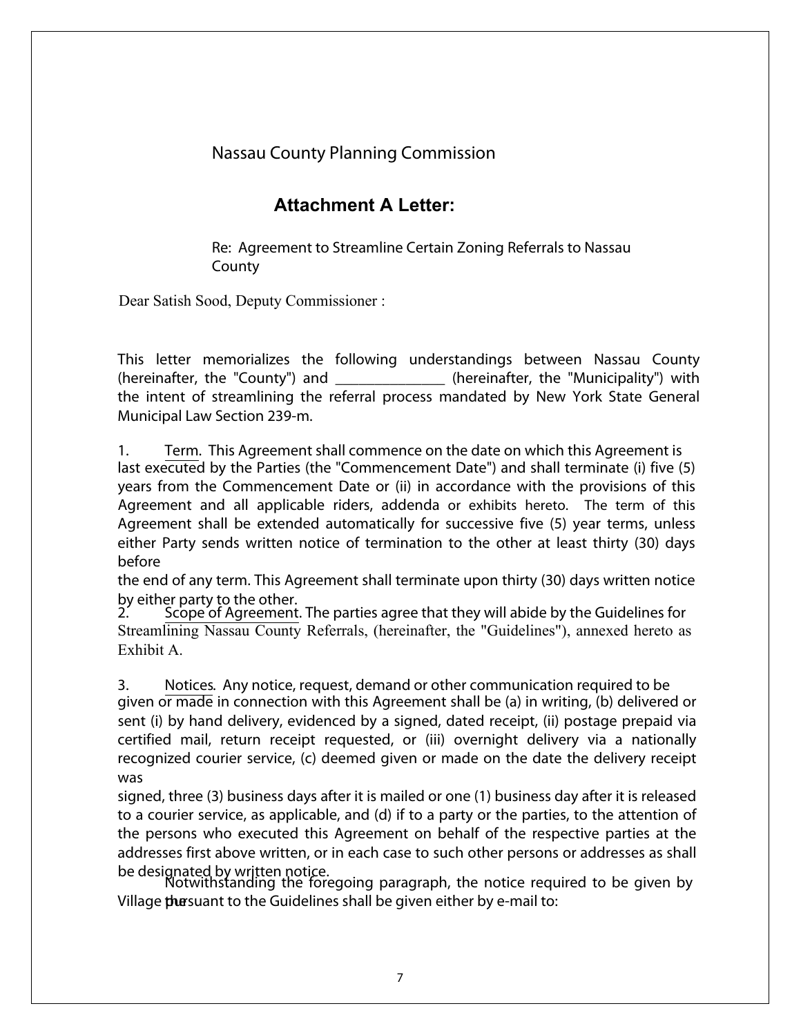Nassau County Planning Commission

## Attachment A Letter:

Re: Agreement to Streamline Certain Zoning Referrals to Nassau County

Dear Satish Sood, Deputy Commissioner :

This letter memorializes the following understandings between Nassau County (hereinafter, the "County") and ______________ (hereinafter, the "Municipality") with the intent of streamlining the referral process mandated by New York State General Municipal Law Section 239-m.

1. Term. This Agreement shall commence on the date on which this Agreement is last executed by the Parties (the "Commencement Date") and shall terminate (i) five (5) years from the Commencement Date or (ii) in accordance with the provisions of this Agreement and all applicable riders, addenda or exhibits hereto. The term of this Agreement shall be extended automatically for successive five (5) year terms, unless either Party sends written notice of termination to the other at least thirty (30) days before the end of any term. This Agreement shall terminate upon thirty (30) days written notice by either party to the other.

2. Scope of Agreement. The parties agree that they will abide by the Guidelines for Streamlining Nassau County Referrals, (hereinafter, the "Guidelines"), annexed hereto as Exhibit A.

3. Notices. Any notice, request, demand or other communication required to be given or made in connection with this Agreement shall be (a) in writing, (b) delivered or sent (i) by hand delivery, evidenced by a signed, dated receipt, (ii) postage prepaid via certified mail, return receipt requested, or (iii) overnight delivery via a nationally recognized courier service, (c) deemed given or made on the date the delivery receipt was signed, three (3) business days after it is mailed or one (1) business day after it is released to a courier service, as applicable, and (d) if to a party or the parties, to the attention of the persons who executed this Agreement on behalf of the respective parties at the addresses first above written, or in each case to such other persons or addresses as shall be designated by written notice.

Notwithstanding the foregoing paragraph, the notice required to be given by the Village pursuant to the Guidelines shall be given either by e-mail to: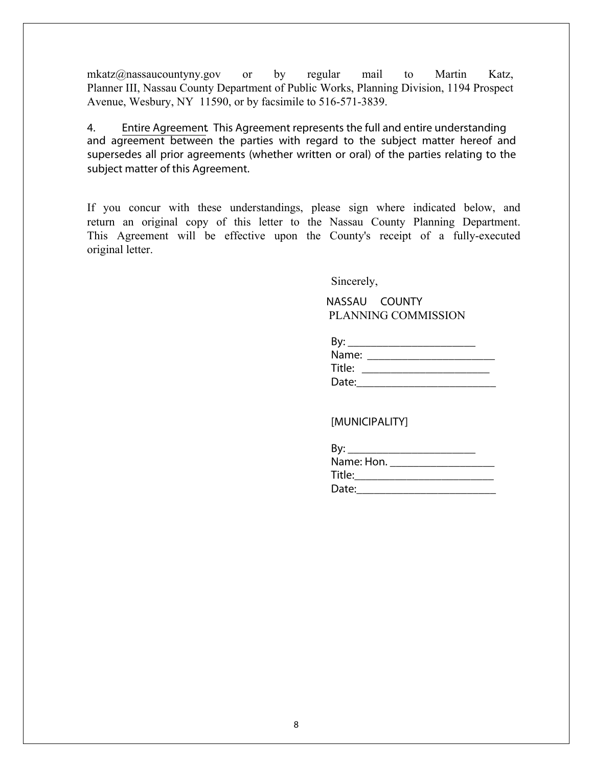mkatz@nassaucountyny.gov or by regular mail to Martin Katz, Planner III, Nassau County Department of Public Works, Planning Division, 1194 Prospect Avenue, Wesbury, NY 11590, or by facsimile to 516-571-3839.

4. Entire Agreement. This Agreement represents the full and entire understanding and agreement between the parties with regard to the subject matter hereof and supersedes all prior agreements (whether written or oral) of the parties relating to the subject matter of this Agreement.

If you concur with these understandings, please sign where indicated below, and return an original copy of this letter to the Nassau County Planning Department. This Agreement will be effective upon the County's receipt of a fully-executed original letter.

Sincerely,

NASSAU COUNTY
PLANNING COMMISSION

By: _______________________
Name: _______________________
Title: _______________________
Date:_________________________

[MUNICIPALITY]

By: _______________________
Name: Hon. ___________________
Title:_________________________
Date:_________________________